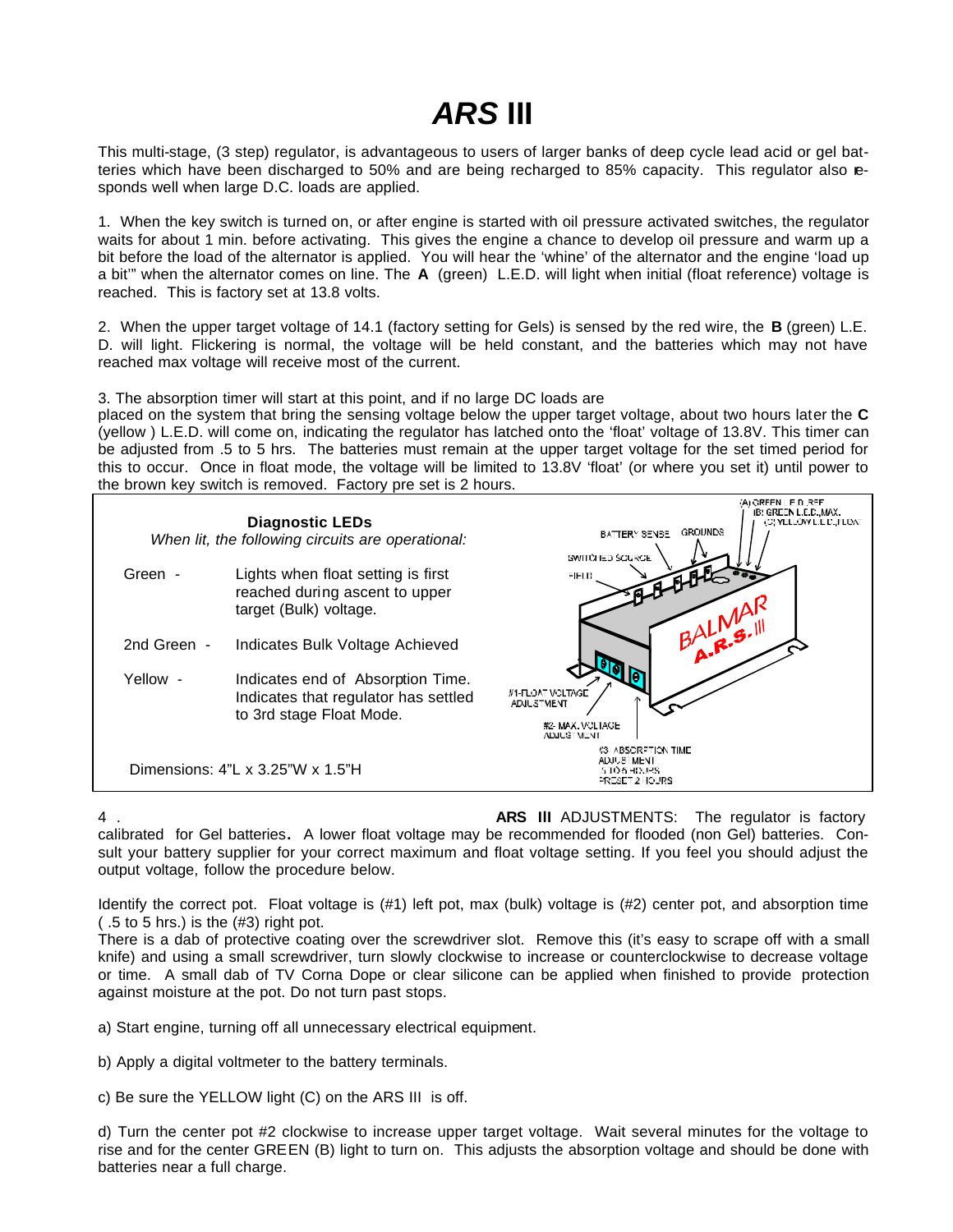# *ARS* III

This multi-stage, (3 step) regulator, is advantageous to users of larger banks of deep cycle lead acid or gel batteries which have been discharged to 50% and are being recharged to 85% capacity. This regulator also responds well when large D.C. loads are applied.

1. When the key switch is turned on, or after engine is started with oil pressure activated switches, the regulator waits for about 1 min. before activating. This gives the engine a chance to develop oil pressure and warm up a bit before the load of the alternator is applied. You will hear the 'whine' of the alternator and the engine 'load up a bit'" when the alternator comes on line. The **A** (green) L.E.D. will light when initial (float reference) voltage is reached. This is factory set at 13.8 volts.

2. When the upper target voltage of 14.1 (factory setting for Gels) is sensed by the red wire, the **B** (green) L.E.D. will light. Flickering is normal, the voltage will be held constant, and the batteries which may not have reached max voltage will receive most of the current.

3. The absorption timer will start at this point, and if no large DC loads are placed on the system that bring the sensing voltage below the upper target voltage, about two hours later the **C** (yellow ) L.E.D. will come on, indicating the regulator has latched onto the 'float' voltage of 13.8V. This timer can be adjusted from .5 to 5 hrs. The batteries must remain at the upper target voltage for the set timed period for this to occur. Once in float mode, the voltage will be limited to 13.8V 'float' (or where you set it) until power to the brown key switch is removed. Factory pre set is 2 hours.

**Diagnostic LEDs**

*When lit, the following circuits are operational:*

| | |
|---|---|
| Green - | Lights when float setting is first reached during ascent to upper target (Bulk) voltage. |
| 2nd Green - | Indicates Bulk Voltage Achieved |
| Yellow - | Indicates end of Absorption Time. Indicates that regulator has settled to 3rd stage Float Mode. |

Dimensions: 4"L x 3.25"W x 1.5"H

(A) GREEN L.E.D. REF
(B) GREEN L.E.D., MAX.
(C) YELLOW L.E.D., FLOAT
BATTERY SENSE
GROUNDS
SWITCHED SOURCE
FIELD
BALMAR A.R.S. III
#1-FLOAT VOLTAGE ADJUSTMENT
#2- MAX. VOLTAGE ADJUSTMENT
#3 ABSORPTION TIME ADJUSTMENT .5 TO 5 HOURS PRESET 2 HOURS

4. **ARS III** ADJUSTMENTS: The regulator is factory calibrated for Gel batteries**.** A lower float voltage may be recommended for flooded (non Gel) batteries. Consult your battery supplier for your correct maximum and float voltage setting. If you feel you should adjust the output voltage, follow the procedure below.

Identify the correct pot. Float voltage is (#1) left pot, max (bulk) voltage is (#2) center pot, and absorption time ( .5 to 5 hrs.) is the (#3) right pot.
There is a dab of protective coating over the screwdriver slot. Remove this (it's easy to scrape off with a small knife) and using a small screwdriver, turn slowly clockwise to increase or counterclockwise to decrease voltage or time. A small dab of TV Corna Dope or clear silicone can be applied when finished to provide protection against moisture at the pot. Do not turn past stops.

a) Start engine, turning off all unnecessary electrical equipment.

b) Apply a digital voltmeter to the battery terminals.

c) Be sure the YELLOW light (C) on the ARS III is off.

d) Turn the center pot #2 clockwise to increase upper target voltage. Wait several minutes for the voltage to rise and for the center GREEN (B) light to turn on. This adjusts the absorption voltage and should be done with batteries near a full charge.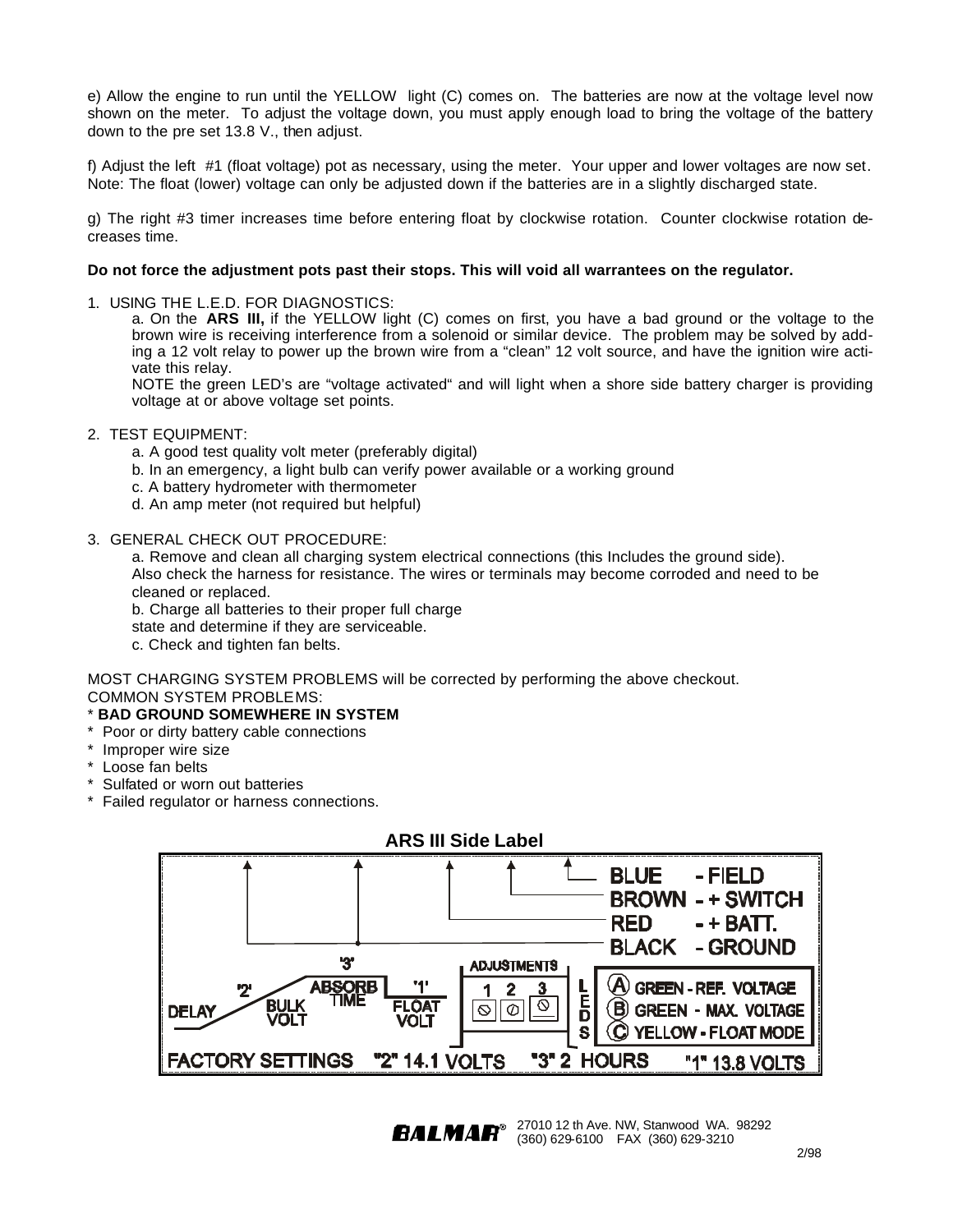e) Allow the engine to run until the YELLOW light (C) comes on. The batteries are now at the voltage level now shown on the meter. To adjust the voltage down, you must apply enough load to bring the voltage of the battery down to the pre set 13.8 V., then adjust.

f) Adjust the left #1 (float voltage) pot as necessary, using the meter. Your upper and lower voltages are now set. Note: The float (lower) voltage can only be adjusted down if the batteries are in a slightly discharged state.

g) The right #3 timer increases time before entering float by clockwise rotation. Counter clockwise rotation decreases time.

**Do not force the adjustment pots past their stops. This will void all warrantees on the regulator.**

1. USING THE L.E.D. FOR DIAGNOSTICS:

   a. On the **ARS III,** if the YELLOW light (C) comes on first, you have a bad ground or the voltage to the brown wire is receiving interference from a solenoid or similar device. The problem may be solved by adding a 12 volt relay to power up the brown wire from a "clean" 12 volt source, and have the ignition wire activate this relay.

   NOTE the green LED's are "voltage activated" and will light when a shore side battery charger is providing voltage at or above voltage set points.

2. TEST EQUIPMENT:

   a. A good test quality volt meter (preferably digital)

   b. In an emergency, a light bulb can verify power available or a working ground

   c. A battery hydrometer with thermometer

   d. An amp meter (not required but helpful)

3. GENERAL CHECK OUT PROCEDURE:

   a. Remove and clean all charging system electrical connections (this Includes the ground side). Also check the harness for resistance. The wires or terminals may become corroded and need to be cleaned or replaced.

   b. Charge all batteries to their proper full charge state and determine if they are serviceable.

   c. Check and tighten fan belts.

MOST CHARGING SYSTEM PROBLEMS will be corrected by performing the above checkout.

COMMON SYSTEM PROBLEMS:

* **BAD GROUND SOMEWHERE IN SYSTEM**
* Poor or dirty battery cable connections
* Improper wire size
* Loose fan belts
* Sulfated or worn out batteries
* Failed regulator or harness connections.

**ARS III Side Label**

BLUE - FIELD
BROWN - + SWITCH
RED - + BATT.
BLACK - GROUND

DELAY
'2' BULK VOLT
'3' ABSORB TIME
'1' FLOAT VOLT

ADJUSTMENTS
1 2 3

LEDS
(A) GREEN - REF. VOLTAGE
(B) GREEN - MAX. VOLTAGE
(C) YELLOW - FLOAT MODE

FACTORY SETTINGS "2" 14.1 VOLTS "3" 2 HOURS "1" 13.8 VOLTS

BALMAR® 27010 12 th Ave. NW, Stanwood WA. 98292
(360) 629-6100 FAX (360) 629-3210

2/98